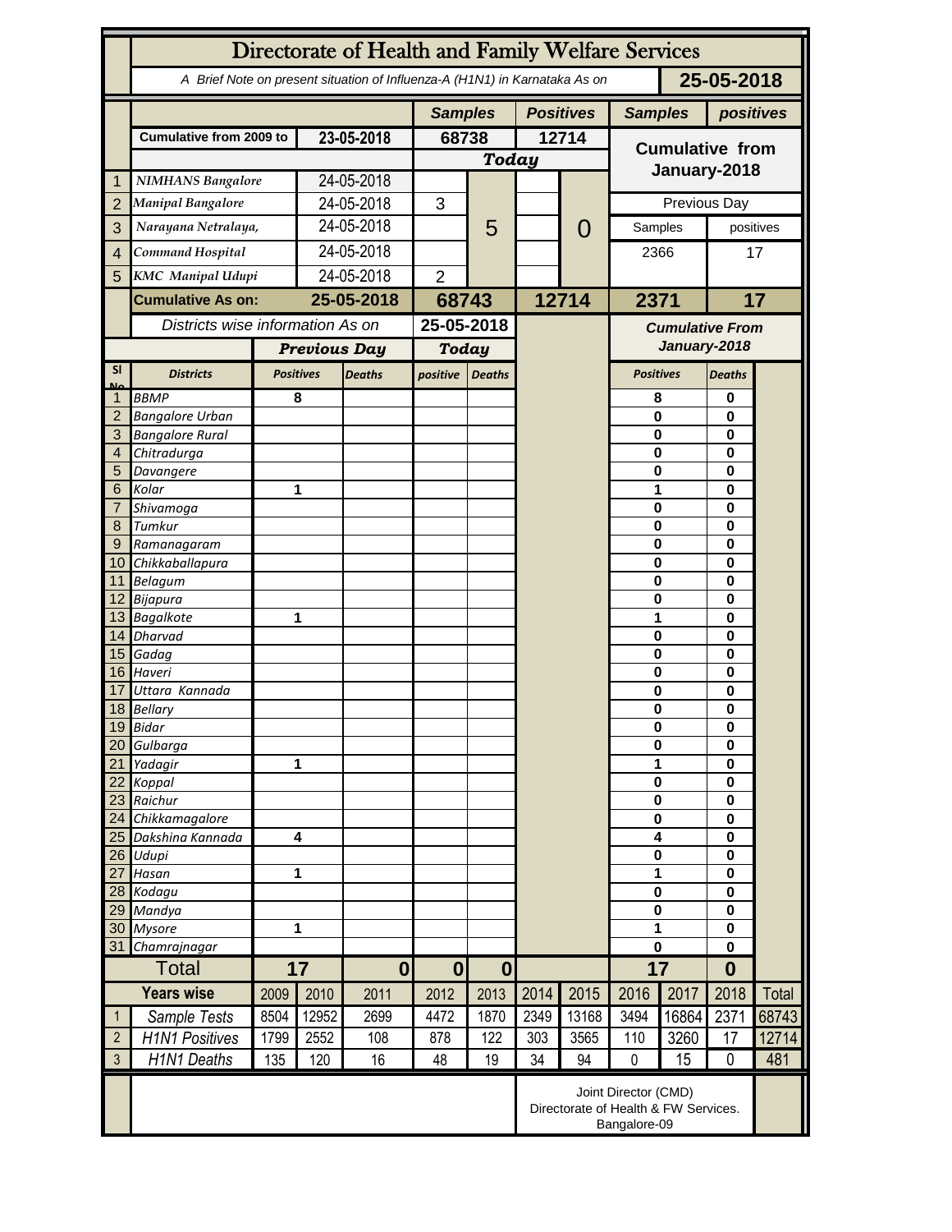# Directorate of Health and Family Welfare Services

A Brief Note on present situation of Influenza-A (H1N1) in Karnataka As on **25-05-2018**

| | | | Samples | Positives | Samples | positives |
|---|---|---|---|---|---|---|
| | Cumulative from 2009 to | 23-05-2018 | 68738 | 12714 | Cumulative from January-2018 | |
| | | | Today | | | |
| 1 | NIMHANS Bangalore | 24-05-2018 | 5 | 0 | Previous Day | |
| 2 | Manipal Bangalore | 24-05-2018 | 3 | | Samples | positives |
| 3 | Narayana Netralaya, | 24-05-2018 | | | 2366 | 17 |
| 4 | Command Hospital | 24-05-2018 | | | | |
| 5 | KMC Manipal Udupi | 24-05-2018 | 2 | | | |
| | **Cumulative As on:** | **25-05-2018** | **68743** | **12714** | **2371** | **17** |

Districts wise information As on **25-05-2018**

| Sl No | Districts | Previous Day Positives | Previous Day Deaths | Today positive | Today Deaths | Cumulative From January-2018 Positives | Cumulative From January-2018 Deaths |
|---|---|---|---|---|---|---|---|
| 1 | BBMP | 8 | | | | 8 | 0 |
| 2 | Bangalore Urban | | | | | 0 | 0 |
| 3 | Bangalore Rural | | | | | 0 | 0 |
| 4 | Chitradurga | | | | | 0 | 0 |
| 5 | Davangere | | | | | 0 | 0 |
| 6 | Kolar | 1 | | | | 1 | 0 |
| 7 | Shivamoga | | | | | 0 | 0 |
| 8 | Tumkur | | | | | 0 | 0 |
| 9 | Ramanagaram | | | | | 0 | 0 |
| 10 | Chikkaballapura | | | | | 0 | 0 |
| 11 | Belagum | | | | | 0 | 0 |
| 12 | Bijapura | | | | | 0 | 0 |
| 13 | Bagalkote | 1 | | | | 1 | 0 |
| 14 | Dharvad | | | | | 0 | 0 |
| 15 | Gadag | | | | | 0 | 0 |
| 16 | Haveri | | | | | 0 | 0 |
| 17 | Uttara Kannada | | | | | 0 | 0 |
| 18 | Bellary | | | | | 0 | 0 |
| 19 | Bidar | | | | | 0 | 0 |
| 20 | Gulbarga | | | | | 0 | 0 |
| 21 | Yadagir | 1 | | | | 1 | 0 |
| 22 | Koppal | | | | | 0 | 0 |
| 23 | Raichur | | | | | 0 | 0 |
| 24 | Chikkamagalore | | | | | 0 | 0 |
| 25 | Dakshina Kannada | 4 | | | | 4 | 0 |
| 26 | Udupi | | | | | 0 | 0 |
| 27 | Hasan | 1 | | | | 1 | 0 |
| 28 | Kodagu | | | | | 0 | 0 |
| 29 | Mandya | | | | | 0 | 0 |
| 30 | Mysore | 1 | | | | 1 | 0 |
| 31 | Chamrajnagar | | | | | 0 | 0 |
| | **Total** | **17** | **0** | **0** | **0** | **17** | **0** |

| | Years wise | 2009 | 2010 | 2011 | 2012 | 2013 | 2014 | 2015 | 2016 | 2017 | 2018 | Total |
|---|---|---|---|---|---|---|---|---|---|---|---|---|
| 1 | Sample Tests | 8504 | 12952 | 2699 | 4472 | 1870 | 2349 | 13168 | 3494 | 16864 | 2371 | 68743 |
| 2 | H1N1 Positives | 1799 | 2552 | 108 | 878 | 122 | 303 | 3565 | 110 | 3260 | 17 | 12714 |
| 3 | H1N1 Deaths | 135 | 120 | 16 | 48 | 19 | 34 | 94 | 0 | 15 | 0 | 481 |

Joint Director (CMD)
Directorate of Health & FW Services.
Bangalore-09